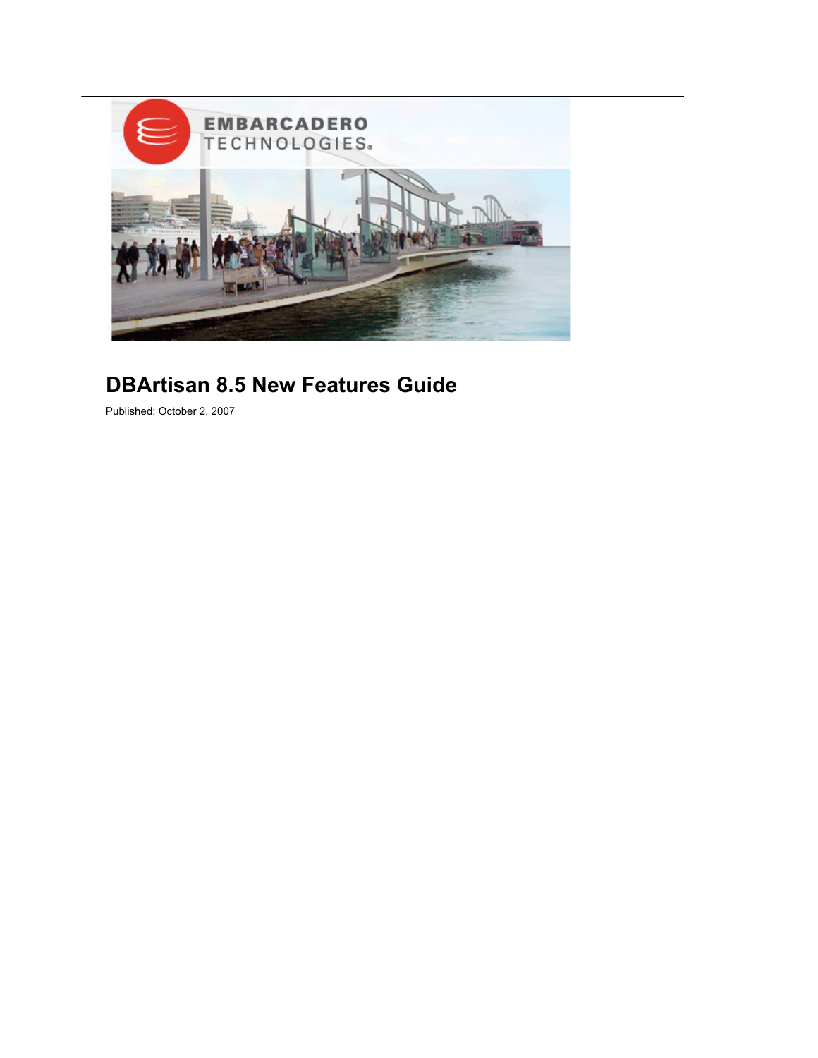# DBArtisan 8.5 New Features Guide

Published: October 2, 2007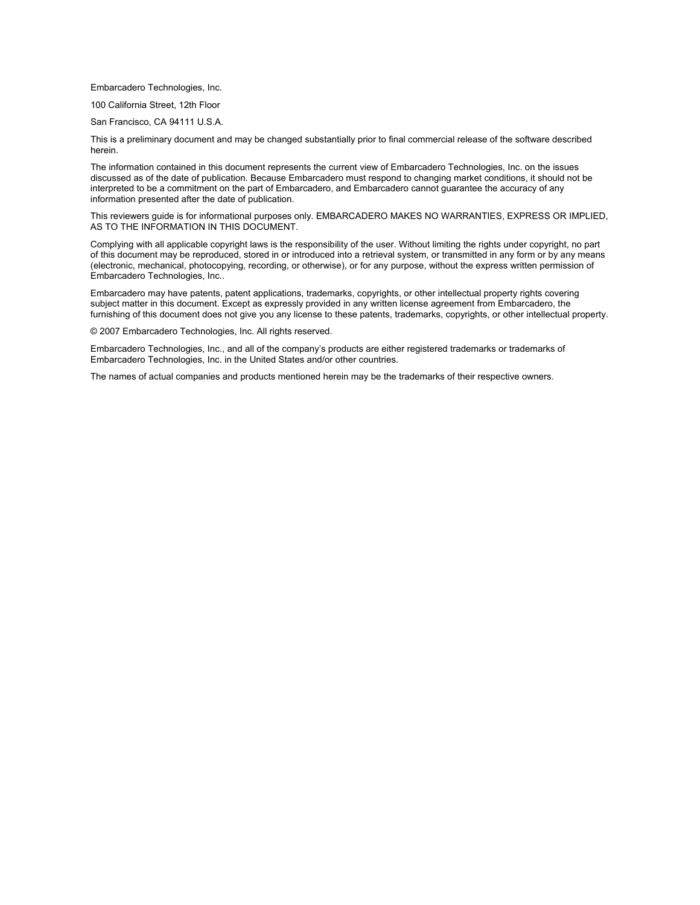Embarcadero Technologies, Inc.

100 California Street, 12th Floor

San Francisco, CA 94111 U.S.A.

This is a preliminary document and may be changed substantially prior to final commercial release of the software described herein.

The information contained in this document represents the current view of Embarcadero Technologies, Inc. on the issues discussed as of the date of publication. Because Embarcadero must respond to changing market conditions, it should not be interpreted to be a commitment on the part of Embarcadero, and Embarcadero cannot guarantee the accuracy of any information presented after the date of publication.

This reviewers guide is for informational purposes only. EMBARCADERO MAKES NO WARRANTIES, EXPRESS OR IMPLIED, AS TO THE INFORMATION IN THIS DOCUMENT.

Complying with all applicable copyright laws is the responsibility of the user. Without limiting the rights under copyright, no part of this document may be reproduced, stored in or introduced into a retrieval system, or transmitted in any form or by any means (electronic, mechanical, photocopying, recording, or otherwise), or for any purpose, without the express written permission of Embarcadero Technologies, Inc..

Embarcadero may have patents, patent applications, trademarks, copyrights, or other intellectual property rights covering subject matter in this document. Except as expressly provided in any written license agreement from Embarcadero, the furnishing of this document does not give you any license to these patents, trademarks, copyrights, or other intellectual property.

© 2007 Embarcadero Technologies, Inc. All rights reserved.

Embarcadero Technologies, Inc., and all of the company's products are either registered trademarks or trademarks of Embarcadero Technologies, Inc. in the United States and/or other countries.

The names of actual companies and products mentioned herein may be the trademarks of their respective owners.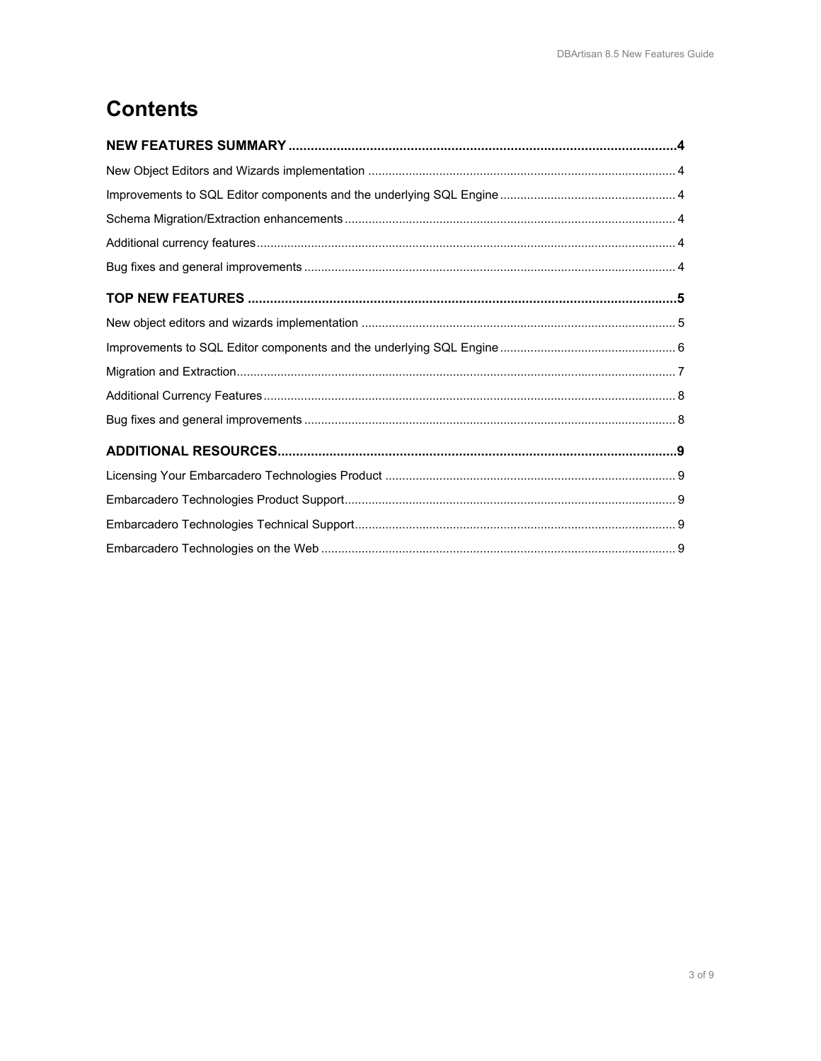# Contents

**NEW FEATURES SUMMARY** ........................................................................................................ **4**

New Object Editors and Wizards implementation .......................................................................................... 4

Improvements to SQL Editor components and the underlying SQL Engine .................................................. 4

Schema Migration/Extraction enhancements ................................................................................................ 4

Additional currency features ........................................................................................................................... 4

Bug fixes and general improvements ............................................................................................................ 4

**TOP NEW FEATURES** .................................................................................................................. **5**

New object editors and wizards implementation ............................................................................................ 5

Improvements to SQL Editor components and the underlying SQL Engine .................................................. 6

Migration and Extraction ................................................................................................................................. 7

Additional Currency Features ......................................................................................................................... 8

Bug fixes and general improvements ............................................................................................................ 8

**ADDITIONAL RESOURCES** ........................................................................................................... **9**

Licensing Your Embarcadero Technologies Product ..................................................................................... 9

Embarcadero Technologies Product Support ................................................................................................. 9

Embarcadero Technologies Technical Support .............................................................................................. 9

Embarcadero Technologies on the Web ........................................................................................................ 9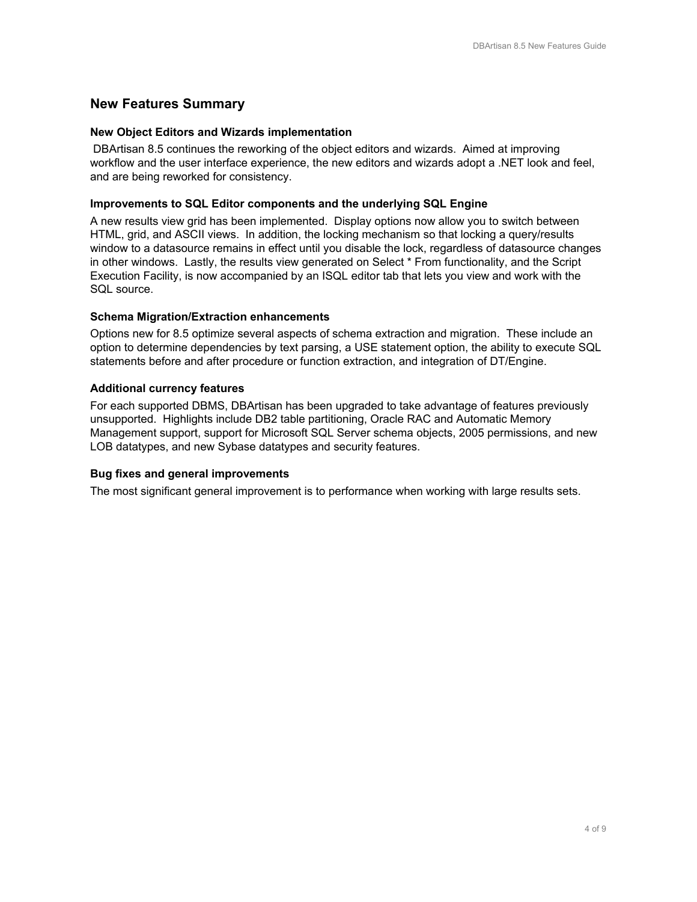## New Features Summary

### New Object Editors and Wizards implementation

DBArtisan 8.5 continues the reworking of the object editors and wizards. Aimed at improving workflow and the user interface experience, the new editors and wizards adopt a .NET look and feel, and are being reworked for consistency.

### Improvements to SQL Editor components and the underlying SQL Engine

A new results view grid has been implemented. Display options now allow you to switch between HTML, grid, and ASCII views. In addition, the locking mechanism so that locking a query/results window to a datasource remains in effect until you disable the lock, regardless of datasource changes in other windows. Lastly, the results view generated on Select * From functionality, and the Script Execution Facility, is now accompanied by an ISQL editor tab that lets you view and work with the SQL source.

### Schema Migration/Extraction enhancements

Options new for 8.5 optimize several aspects of schema extraction and migration. These include an option to determine dependencies by text parsing, a USE statement option, the ability to execute SQL statements before and after procedure or function extraction, and integration of DT/Engine.

### Additional currency features

For each supported DBMS, DBArtisan has been upgraded to take advantage of features previously unsupported. Highlights include DB2 table partitioning, Oracle RAC and Automatic Memory Management support, support for Microsoft SQL Server schema objects, 2005 permissions, and new LOB datatypes, and new Sybase datatypes and security features.

### Bug fixes and general improvements

The most significant general improvement is to performance when working with large results sets.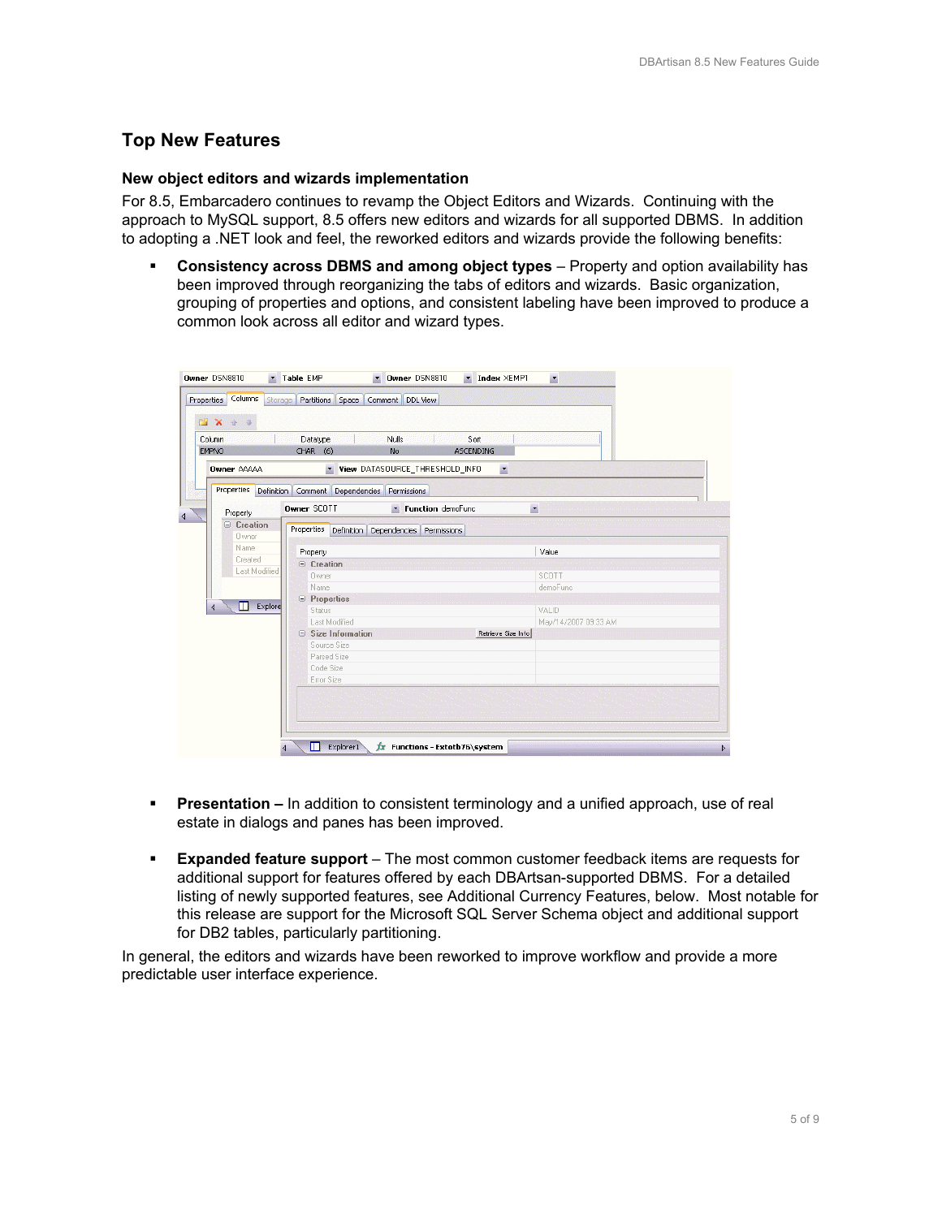## Top New Features

### New object editors and wizards implementation

For 8.5, Embarcadero continues to revamp the Object Editors and Wizards. Continuing with the approach to MySQL support, 8.5 offers new editors and wizards for all supported DBMS. In addition to adopting a .NET look and feel, the reworked editors and wizards provide the following benefits:

- **Consistency across DBMS and among object types** – Property and option availability has been improved through reorganizing the tabs of editors and wizards. Basic organization, grouping of properties and options, and consistent labeling have been improved to produce a common look across all editor and wizard types.

- **Presentation –** In addition to consistent terminology and a unified approach, use of real estate in dialogs and panes has been improved.

- **Expanded feature support** – The most common customer feedback items are requests for additional support for features offered by each DBArtsan-supported DBMS. For a detailed listing of newly supported features, see Additional Currency Features, below. Most notable for this release are support for the Microsoft SQL Server Schema object and additional support for DB2 tables, particularly partitioning.

In general, the editors and wizards have been reworked to improve workflow and provide a more predictable user interface experience.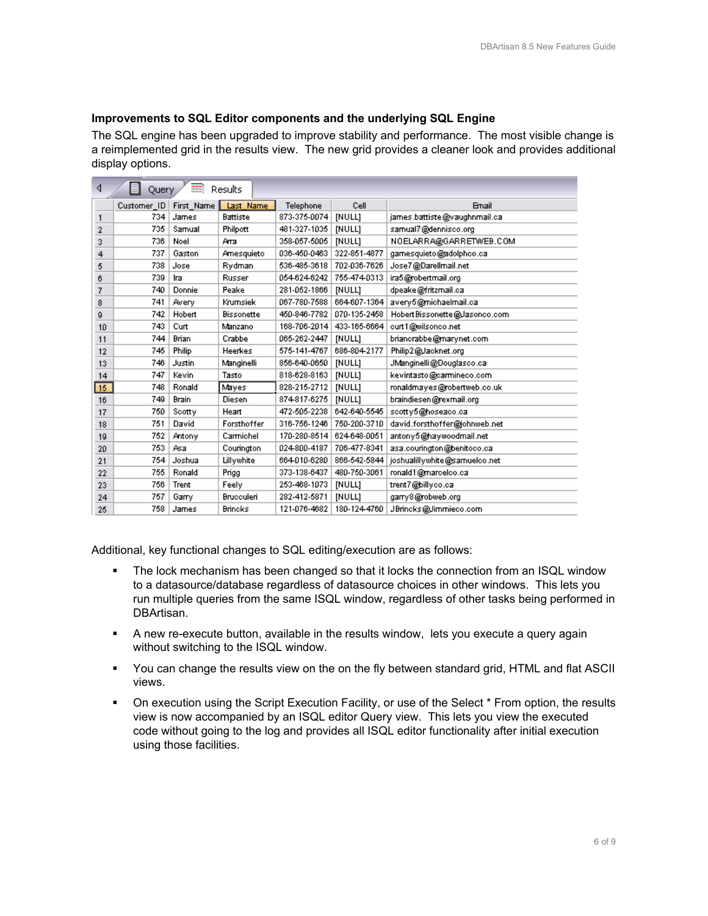### Improvements to SQL Editor components and the underlying SQL Engine

The SQL engine has been upgraded to improve stability and performance. The most visible change is a reimplemented grid in the results view. The new grid provides a cleaner look and provides additional display options.

|  | Customer_ID | First_Name | Last_Name | Telephone | Cell | Email |
|---|---|---|---|---|---|---|
| 1 | 734 | James | Battiste | 873-375-0074 | [NULL] | james.battiste@vaughnmail.ca |
| 2 | 735 | Samual | Philpott | 481-327-1035 | [NULL] | samual7@dennisco.org |
| 3 | 736 | Noel | Arra | 358-057-5005 | [NULL] | NOELARRA@GARRETWEB.COM |
| 4 | 737 | Gaston | Amesquieto | 036-450-0463 | 322-851-4877 | gamesquieto@adolphco.ca |
| 5 | 738 | Jose | Rydman | 536-485-3618 | 702-036-7626 | Jose7@Darellmail.net |
| 6 | 739 | Ira | Russer | 054-624-6242 | 755-474-0313 | ira5@robertmail.org |
| 7 | 740 | Donnie | Peake | 281-052-1866 | [NULL] | dpeake@fritzmail.ca |
| 8 | 741 | Avery | Krumsiek | 067-780-7588 | 664-607-1364 | avery5@michaelmail.ca |
| 9 | 742 | Hobert | Bissonette | 450-846-7782 | 070-135-2458 | HobertBissonette@Jasonco.com |
| 10 | 743 | Curt | Manzano | 168-706-2014 | 433-165-6664 | curt1@wilsonco.net |
| 11 | 744 | Brian | Crabbe | 065-262-2447 | [NULL] | briancrabbe@marynet.com |
| 12 | 745 | Philip | Heerkes | 575-141-4767 | 686-804-2177 | Philip2@Jacknet.org |
| 13 | 746 | Justin | Manginelli | 856-640-0650 | [NULL] | JManginelli@Douglasco.ca |
| 14 | 747 | Kevin | Tasto | 818-628-8163 | [NULL] | kevintasto@carmineco.com |
| 15 | 748 | Ronald | Mayes | 828-215-2712 | [NULL] | ronaldmayes@robertweb.co.uk |
| 16 | 749 | Brain | Diesen | 874-817-6275 | [NULL] | braindiesen@rexmail.org |
| 17 | 750 | Scotty | Heart | 472-505-2238 | 642-640-5545 | scotty5@hoseaco.ca |
| 18 | 751 | David | Forsthoffer | 316-756-1246 | 750-200-3710 | david.forsthoffer@johnweb.net |
| 19 | 752 | Antony | Carmichel | 170-280-8514 | 624-648-0051 | antony5@haywoodmail.net |
| 20 | 753 | Asa | Courington | 024-800-4187 | 706-477-8341 | asa.courington@benitoco.ca |
| 21 | 754 | Joshua | Lillywhite | 664-010-6280 | 866-542-5844 | joshualillywhite@samuelco.net |
| 22 | 755 | Ronald | Prigg | 373-138-6437 | 480-750-3061 | ronald1@marcelco.ca |
| 23 | 756 | Trent | Feely | 253-468-1073 | [NULL] | trent7@billyco.ca |
| 24 | 757 | Garry | Brucculeri | 282-412-5871 | [NULL] | garry8@robweb.org |
| 25 | 758 | James | Brincks | 121-076-4682 | 180-124-4760 | JBrincks@Jimmieco.com |

Additional, key functional changes to SQL editing/execution are as follows:

- The lock mechanism has been changed so that it locks the connection from an ISQL window to a datasource/database regardless of datasource choices in other windows. This lets you run multiple queries from the same ISQL window, regardless of other tasks being performed in DBArtisan.
- A new re-execute button, available in the results window, lets you execute a query again without switching to the ISQL window.
- You can change the results view on the on the fly between standard grid, HTML and flat ASCII views.
- On execution using the Script Execution Facility, or use of the Select * From option, the results view is now accompanied by an ISQL editor Query view. This lets you view the executed code without going to the log and provides all ISQL editor functionality after initial execution using those facilities.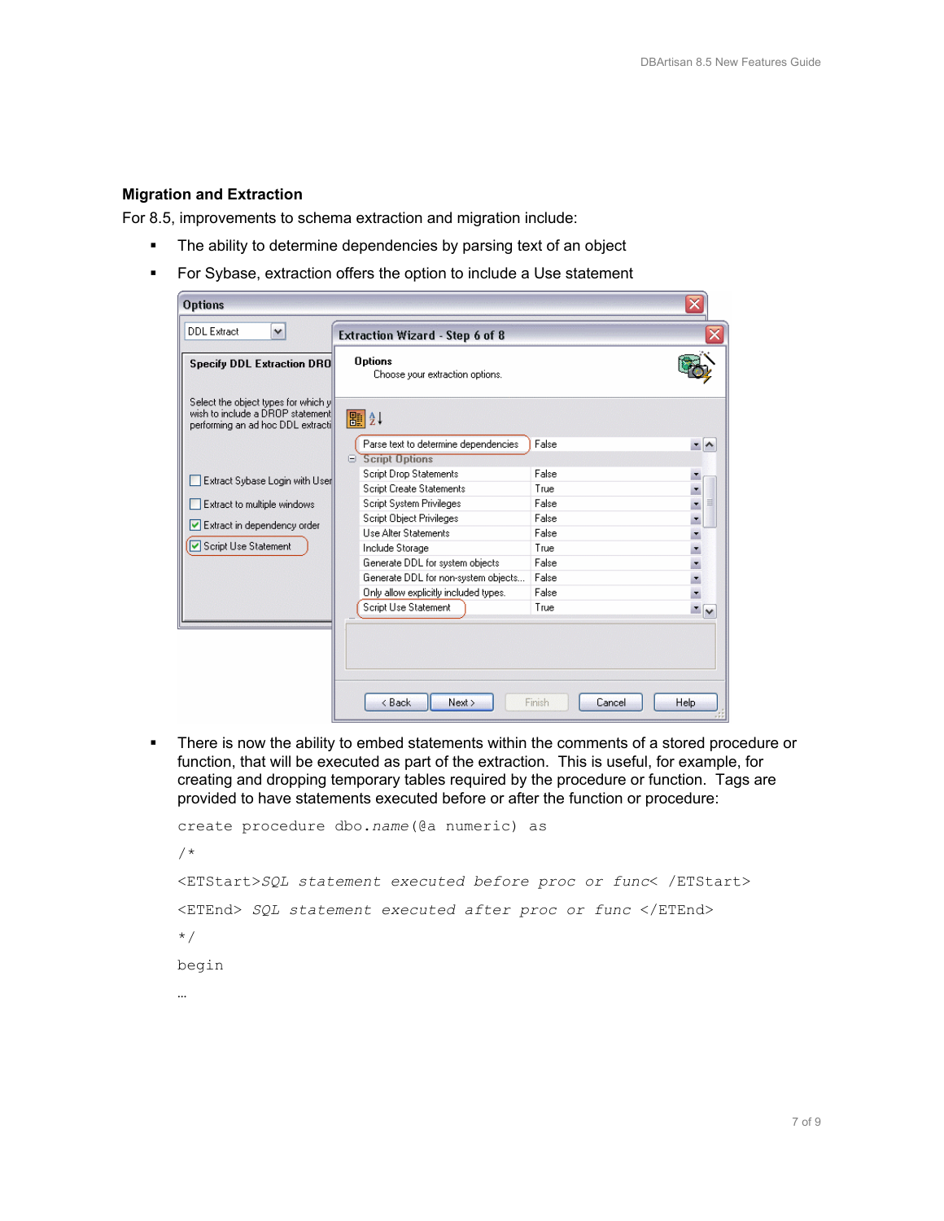### Migration and Extraction

For 8.5, improvements to schema extraction and migration include:

- The ability to determine dependencies by parsing text of an object
- For Sybase, extraction offers the option to include a Use statement
- There is now the ability to embed statements within the comments of a stored procedure or function, that will be executed as part of the extraction. This is useful, for example, for creating and dropping temporary tables required by the procedure or function. Tags are provided to have statements executed before or after the function or procedure:

```
create procedure dbo.name(@a numeric) as
/*
<ETStart>SQL statement executed before proc or func< /ETStart>
<ETEnd> SQL statement executed after proc or func </ETEnd>
*/
begin
…
```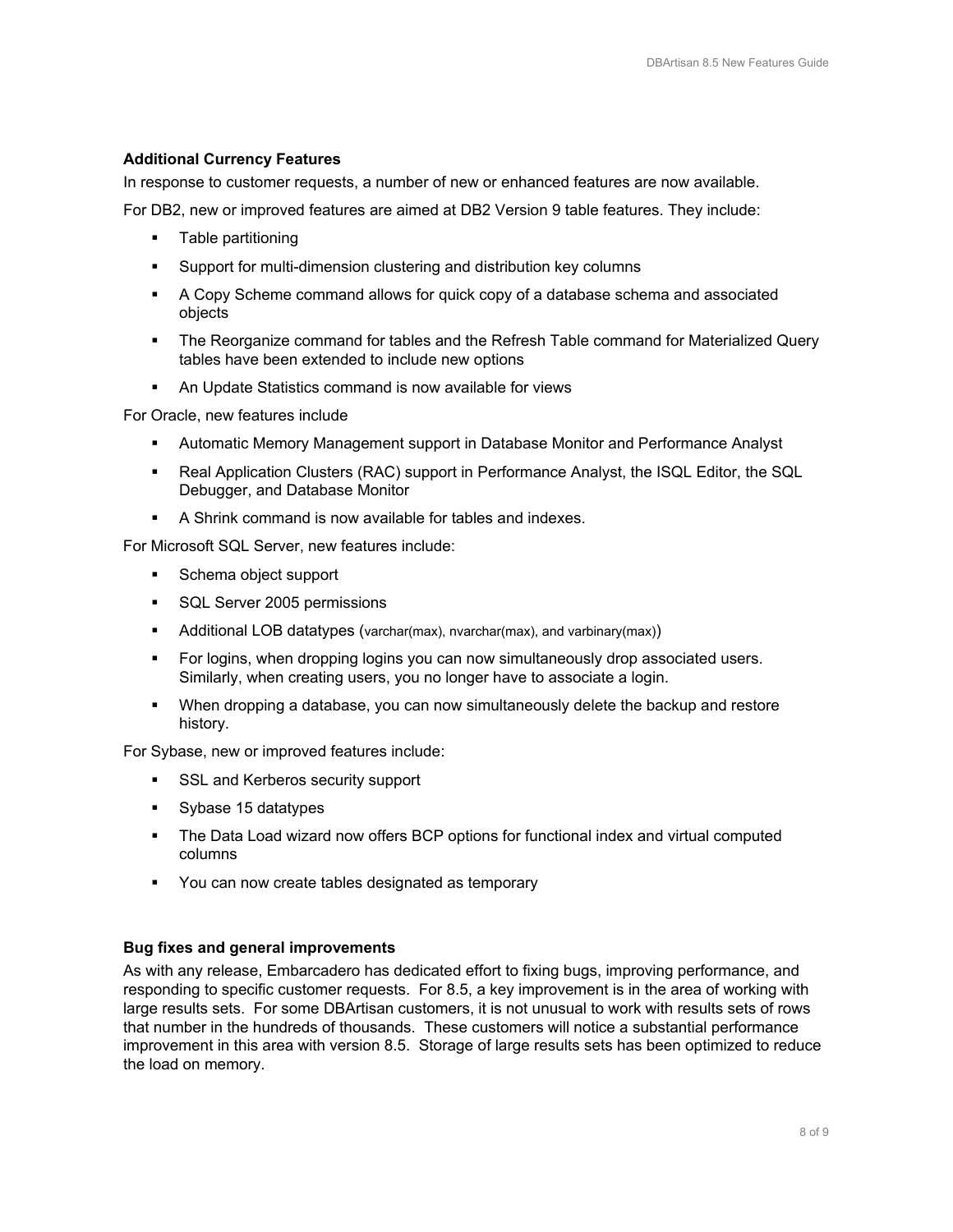**Additional Currency Features**

In response to customer requests, a number of new or enhanced features are now available.

For DB2, new or improved features are aimed at DB2 Version 9 table features. They include:

- Table partitioning
- Support for multi-dimension clustering and distribution key columns
- A Copy Scheme command allows for quick copy of a database schema and associated objects
- The Reorganize command for tables and the Refresh Table command for Materialized Query tables have been extended to include new options
- An Update Statistics command is now available for views

For Oracle, new features include

- Automatic Memory Management support in Database Monitor and Performance Analyst
- Real Application Clusters (RAC) support in Performance Analyst, the ISQL Editor, the SQL Debugger, and Database Monitor
- A Shrink command is now available for tables and indexes.

For Microsoft SQL Server, new features include:

- Schema object support
- SQL Server 2005 permissions
- Additional LOB datatypes (varchar(max), nvarchar(max), and varbinary(max))
- For logins, when dropping logins you can now simultaneously drop associated users. Similarly, when creating users, you no longer have to associate a login.
- When dropping a database, you can now simultaneously delete the backup and restore history.

For Sybase, new or improved features include:

- SSL and Kerberos security support
- Sybase 15 datatypes
- The Data Load wizard now offers BCP options for functional index and virtual computed columns
- You can now create tables designated as temporary

**Bug fixes and general improvements**

As with any release, Embarcadero has dedicated effort to fixing bugs, improving performance, and responding to specific customer requests. For 8.5, a key improvement is in the area of working with large results sets. For some DBArtisan customers, it is not unusual to work with results sets of rows that number in the hundreds of thousands. These customers will notice a substantial performance improvement in this area with version 8.5. Storage of large results sets has been optimized to reduce the load on memory.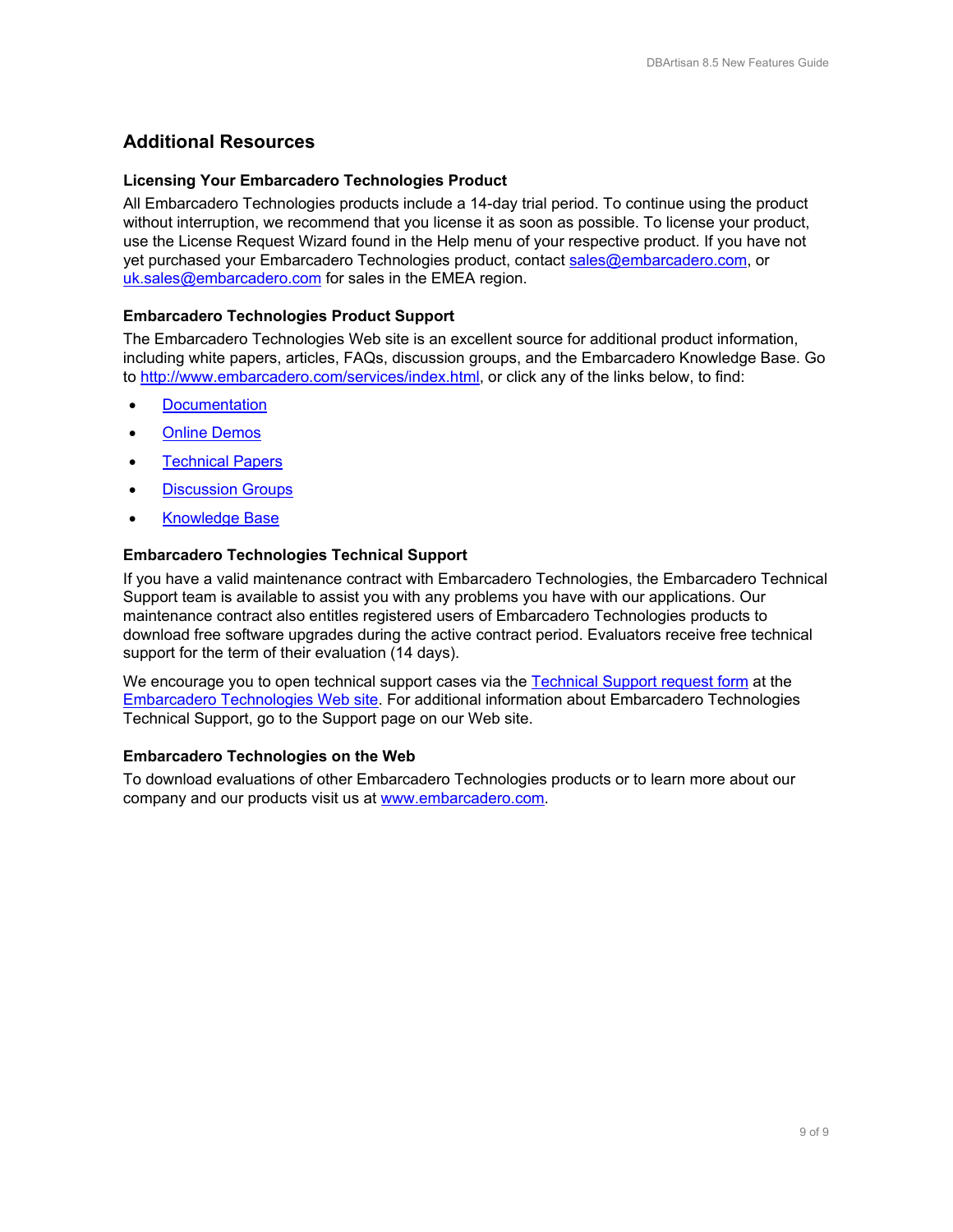## Additional Resources

### Licensing Your Embarcadero Technologies Product

All Embarcadero Technologies products include a 14-day trial period. To continue using the product without interruption, we recommend that you license it as soon as possible. To license your product, use the License Request Wizard found in the Help menu of your respective product. If you have not yet purchased your Embarcadero Technologies product, contact sales@embarcadero.com, or uk.sales@embarcadero.com for sales in the EMEA region.

### Embarcadero Technologies Product Support

The Embarcadero Technologies Web site is an excellent source for additional product information, including white papers, articles, FAQs, discussion groups, and the Embarcadero Knowledge Base. Go to http://www.embarcadero.com/services/index.html, or click any of the links below, to find:

- Documentation
- Online Demos
- Technical Papers
- Discussion Groups
- Knowledge Base

### Embarcadero Technologies Technical Support

If you have a valid maintenance contract with Embarcadero Technologies, the Embarcadero Technical Support team is available to assist you with any problems you have with our applications. Our maintenance contract also entitles registered users of Embarcadero Technologies products to download free software upgrades during the active contract period. Evaluators receive free technical support for the term of their evaluation (14 days).

We encourage you to open technical support cases via the Technical Support request form at the Embarcadero Technologies Web site. For additional information about Embarcadero Technologies Technical Support, go to the Support page on our Web site.

### Embarcadero Technologies on the Web

To download evaluations of other Embarcadero Technologies products or to learn more about our company and our products visit us at www.embarcadero.com.